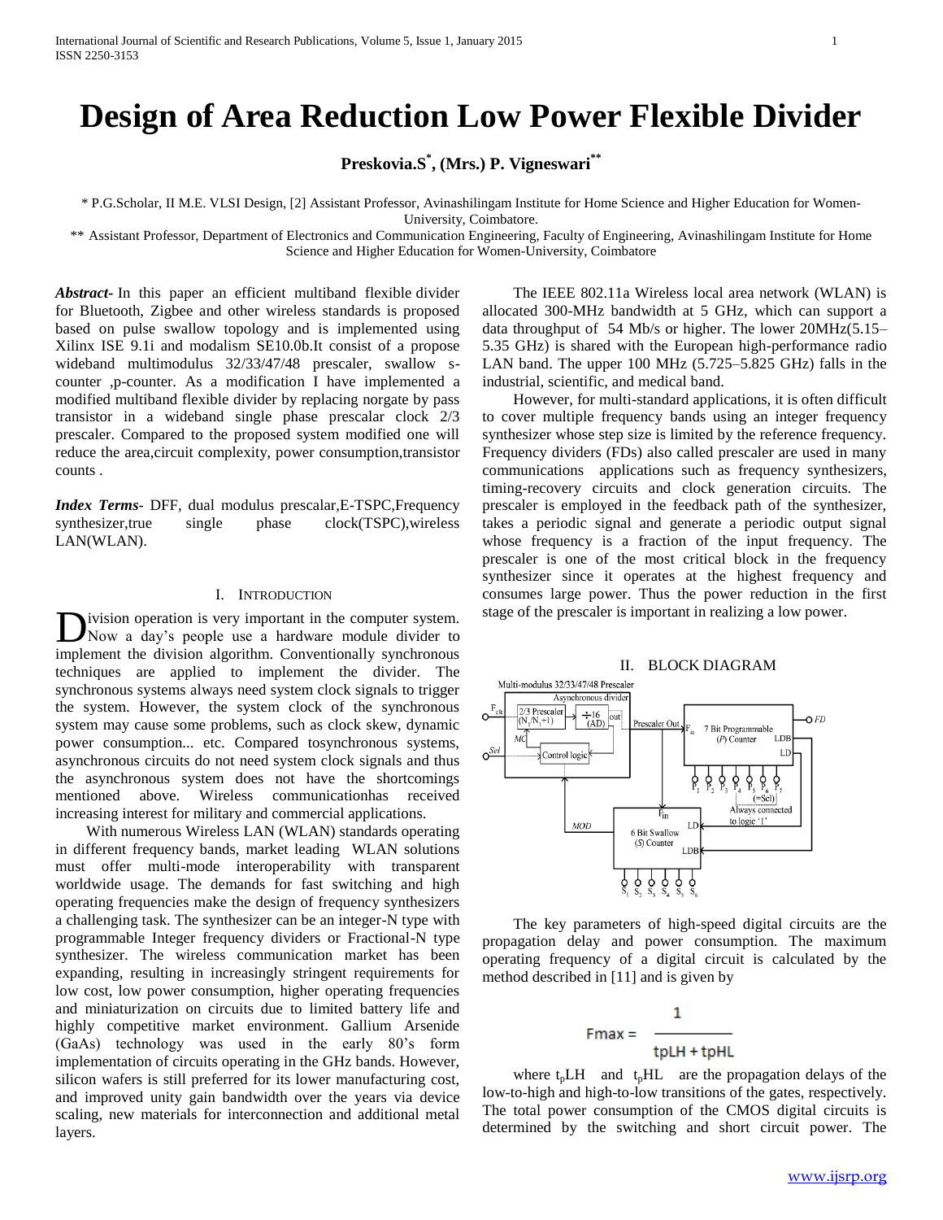# Design of Area Reduction Low Power Flexible Divider

**Preskovia.S[*], (Mrs.) P. Vigneswari[**]**

\* P.G.Scholar, II M.E. VLSI Design, [2] Assistant Professor, Avinashilingam Institute for Home Science and Higher Education for Women-University, Coimbatore.

\*\* Assistant Professor, Department of Electronics and Communication Engineering, Faculty of Engineering, Avinashilingam Institute for Home Science and Higher Education for Women-University, Coimbatore

***Abstract***- In this paper an efficient multiband flexible divider for Bluetooth, Zigbee and other wireless standards is proposed based on pulse swallow topology and is implemented using Xilinx ISE 9.1i and modalism SE10.0b.It consist of a propose wideband multimodulus 32/33/47/48 prescaler, swallow s-counter ,p-counter. As a modification I have implemented a modified multiband flexible divider by replacing norgate by pass transistor in a wideband single phase prescalar clock 2/3 prescaler. Compared to the proposed system modified one will reduce the area,circuit complexity, power consumption,transistor counts .

***Index Terms***- DFF, dual modulus prescalar,E-TSPC,Frequency synthesizer,true single phase clock(TSPC),wireless LAN(WLAN).

## I. Introduction

Division operation is very important in the computer system. Now a day's people use a hardware module divider to implement the division algorithm. Conventionally synchronous techniques are applied to implement the divider. The synchronous systems always need system clock signals to trigger the system. However, the system clock of the synchronous system may cause some problems, such as clock skew, dynamic power consumption... etc. Compared tosynchronous systems, asynchronous circuits do not need system clock signals and thus the asynchronous system does not have the shortcomings mentioned above. Wireless communicationhas received increasing interest for military and commercial applications.

With numerous Wireless LAN (WLAN) standards operating in different frequency bands, market leading WLAN solutions must offer multi-mode interoperability with transparent worldwide usage. The demands for fast switching and high operating frequencies make the design of frequency synthesizers a challenging task. The synthesizer can be an integer-N type with programmable Integer frequency dividers or Fractional-N type synthesizer. The wireless communication market has been expanding, resulting in increasingly stringent requirements for low cost, low power consumption, higher operating frequencies and miniaturization on circuits due to limited battery life and highly competitive market environment. Gallium Arsenide (GaAs) technology was used in the early 80's form implementation of circuits operating in the GHz bands. However, silicon wafers is still preferred for its lower manufacturing cost, and improved unity gain bandwidth over the years via device scaling, new materials for interconnection and additional metal layers.

The IEEE 802.11a Wireless local area network (WLAN) is allocated 300-MHz bandwidth at 5 GHz, which can support a data throughput of 54 Mb/s or higher. The lower 20MHz(5.15–5.35 GHz) is shared with the European high-performance radio LAN band. The upper 100 MHz (5.725–5.825 GHz) falls in the industrial, scientific, and medical band.

However, for multi-standard applications, it is often difficult to cover multiple frequency bands using an integer frequency synthesizer whose step size is limited by the reference frequency. Frequency dividers (FDs) also called prescaler are used in many communications applications such as frequency synthesizers, timing-recovery circuits and clock generation circuits. The prescaler is employed in the feedback path of the synthesizer, takes a periodic signal and generate a periodic output signal whose frequency is a fraction of the input frequency. The prescaler is one of the most critical block in the frequency synthesizer since it operates at the highest frequency and consumes large power. Thus the power reduction in the first stage of the prescaler is important in realizing a low power.

## II. Block Diagram

Multi-modulus 32/33/47/48 Prescaler — Asynchronous divider: 2/3 Prescaler $(N_1/N_1+1)$, ÷16 (AD), Control logic; inputs $F_{clk}$, Sel, MC; Prescaler Out → $F_{in}$ of 7 Bit Programmable (P) Counter (output FD; LDB, LD; inputs $P_1$–$P_7$, $P_7$ (=Sel) always connected to logic '1'); 6 Bit Swallow (S) Counter ($F_{in}$, MOD, LD, LDB; inputs $S_1$–$S_6$).

The key parameters of high-speed digital circuits are the propagation delay and power consumption. The maximum operating frequency of a digital circuit is calculated by the method described in [11] and is given by

$$F_{max} = \frac{1}{t_pLH + t_pHL}$$

where $t_pLH$ and $t_pHL$ are the propagation delays of the low-to-high and high-to-low transitions of the gates, respectively. The total power consumption of the CMOS digital circuits is determined by the switching and short circuit power. The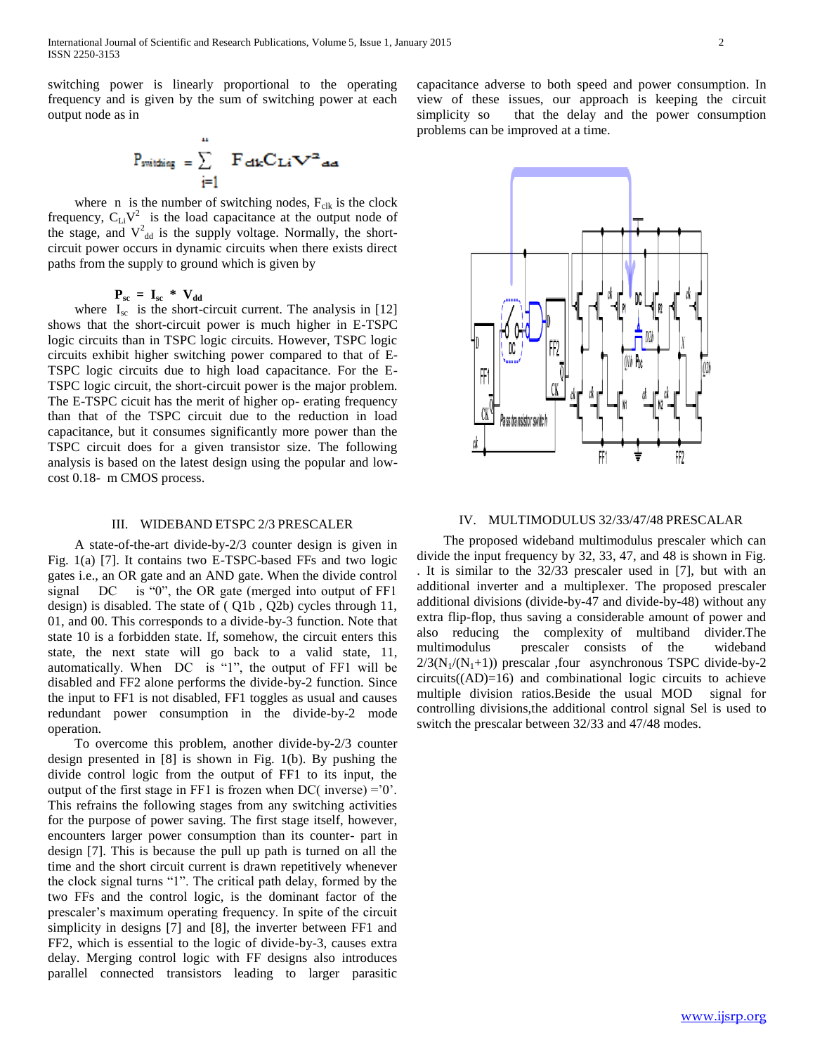switching power is linearly proportional to the operating frequency and is given by the sum of switching power at each output node as in

$$P_{switching} = \sum_{i=1}^{n} F_{clk} C_{Li} V^2_{dd}$$

where n is the number of switching nodes, $F_{clk}$ is the clock frequency, $C_{Li}V^2$ is the load capacitance at the output node of the stage, and $V^2_{dd}$ is the supply voltage. Normally, the short-circuit power occurs in dynamic circuits when there exists direct paths from the supply to ground which is given by

$$P_{sc} = I_{sc} * V_{dd}$$

where $I_{sc}$ is the short-circuit current. The analysis in [12] shows that the short-circuit power is much higher in E-TSPC logic circuits than in TSPC logic circuits. However, TSPC logic circuits exhibit higher switching power compared to that of E-TSPC logic circuits due to high load capacitance. For the E-TSPC logic circuit, the short-circuit power is the major problem. The E-TSPC cicuit has the merit of higher op- erating frequency than that of the TSPC circuit due to the reduction in load capacitance, but it consumes significantly more power than the TSPC circuit does for a given transistor size. The following analysis is based on the latest design using the popular and low-cost 0.18- m CMOS process.

## III. WIDEBAND ETSPC 2/3 PRESCALER

A state-of-the-art divide-by-2/3 counter design is given in Fig. 1(a) [7]. It contains two E-TSPC-based FFs and two logic gates i.e., an OR gate and an AND gate. When the divide control signal DC is "0", the OR gate (merged into output of FF1 design) is disabled. The state of ( Q1b , Q2b) cycles through 11, 01, and 00. This corresponds to a divide-by-3 function. Note that state 10 is a forbidden state. If, somehow, the circuit enters this state, the next state will go back to a valid state, 11, automatically. When DC is "1", the output of FF1 will be disabled and FF2 alone performs the divide-by-2 function. Since the input to FF1 is not disabled, FF1 toggles as usual and causes redundant power consumption in the divide-by-2 mode operation.

To overcome this problem, another divide-by-2/3 counter design presented in [8] is shown in Fig. 1(b). By pushing the divide control logic from the output of FF1 to its input, the output of the first stage in FF1 is frozen when DC( inverse) ='0'. This refrains the following stages from any switching activities for the purpose of power saving. The first stage itself, however, encounters larger power consumption than its counter- part in design [7]. This is because the pull up path is turned on all the time and the short circuit current is drawn repetitively whenever the clock signal turns "1". The critical path delay, formed by the two FFs and the control logic, is the dominant factor of the prescaler's maximum operating frequency. In spite of the circuit simplicity in designs [7] and [8], the inverter between FF1 and FF2, which is essential to the logic of divide-by-3, causes extra delay. Merging control logic with FF designs also introduces parallel connected transistors leading to larger parasitic capacitance adverse to both speed and power consumption. In view of these issues, our approach is keeping the circuit simplicity so that the delay and the power consumption problems can be improved at a time.

## IV. MULTIMODULUS 32/33/47/48 PRESCALAR

The proposed wideband multimodulus prescaler which can divide the input frequency by 32, 33, 47, and 48 is shown in Fig. . It is similar to the 32/33 prescaler used in [7], but with an additional inverter and a multiplexer. The proposed prescaler additional divisions (divide-by-47 and divide-by-48) without any extra flip-flop, thus saving a considerable amount of power and also reducing the complexity of multiband divider.The multimodulus prescaler consists of the wideband $2/3(N_1/(N_1+1))$ prescalar ,four asynchronous TSPC divide-by-2 circuits((AD)=16) and combinational logic circuits to achieve multiple division ratios.Beside the usual MOD signal for controlling divisions,the additional control signal Sel is used to switch the prescalar between 32/33 and 47/48 modes.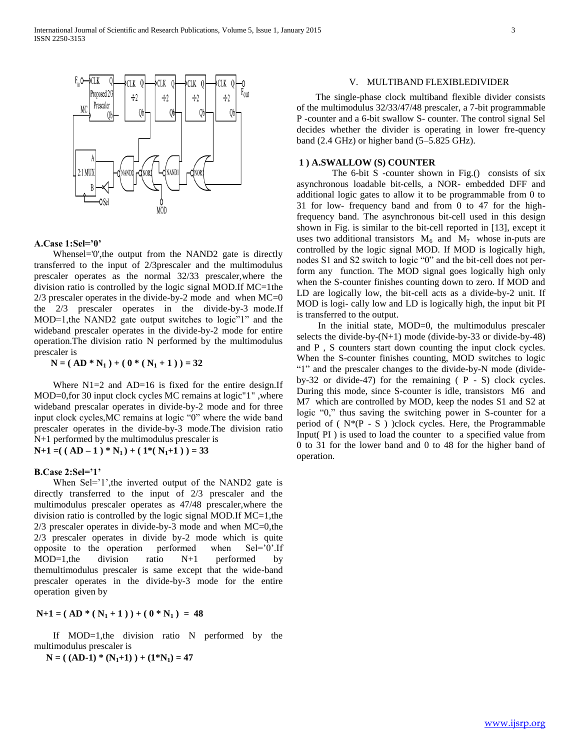**A.Case 1:Sel='0'**

Whensel='0',the output from the NAND2 gate is directly transferred to the input of 2/3prescaler and the multimodulus prescaler operates as the normal 32/33 prescaler,where the division ratio is controlled by the logic signal MOD.If MC=1the 2/3 prescaler operates in the divide-by-2 mode and when MC=0 the 2/3 prescaler operates in the divide-by-3 mode.If MOD=1,the NAND2 gate output switches to logic"1" and the wideband prescaler operates in the divide-by-2 mode for entire operation.The division ratio N performed by the multimodulus prescaler is

$$N = ( AD * N_1 ) + ( 0 * ( N_1 + 1 ) ) = 32$$

Where N1=2 and AD=16 is fixed for the entire design.If MOD=0,for 30 input clock cycles MC remains at logic"1" ,where wideband prescalar operates in divide-by-2 mode and for three input clock cycles,MC remains at logic "0" where the wide band prescaler operates in the divide-by-3 mode.The division ratio N+1 performed by the multimodulus prescaler is

$$N+1 =( ( AD – 1 ) * N_1 ) + ( 1*( N_1+1 ) ) = 33$$

**B.Case 2:Sel='1'**

When Sel='1',the inverted output of the NAND2 gate is directly transferred to the input of 2/3 prescaler and the multimodulus prescaler operates as 47/48 prescaler,where the division ratio is controlled by the logic signal MOD.If MC=1,the 2/3 prescaler operates in divide-by-3 mode and when MC=0,the 2/3 prescaler operates in divide by-2 mode which is quite opposite to the operation performed when Sel='0'.If MOD=1,the division ratio N+1 performed by themultimodulus prescaler is same except that the wide-band prescaler operates in the divide-by-3 mode for the entire operation given by

$$N+1 = ( AD * ( N_1 + 1 ) ) + ( 0 * N_1 ) = 48$$

If MOD=1,the division ratio N performed by the multimodulus prescaler is

$$N = ( (AD-1) * (N_1+1) ) + (1*N_1) = 47$$

## V. MULTIBAND FLEXIBLEDIVIDER

The single-phase clock multiband flexible divider consists of the multimodulus 32/33/47/48 prescaler, a 7-bit programmable P -counter and a 6-bit swallow S- counter. The control signal Sel decides whether the divider is operating in lower fre-quency band (2.4 GHz) or higher band (5–5.825 GHz).

### 1 ) A.SWALLOW (S) COUNTER

The 6-bit S -counter shown in Fig.() consists of six asynchronous loadable bit-cells, a NOR- embedded DFF and additional logic gates to allow it to be programmable from 0 to 31 for low- frequency band and from 0 to 47 for the high-frequency band. The asynchronous bit-cell used in this design shown in Fig. is similar to the bit-cell reported in [13], except it uses two additional transistors $M_6$ and $M_7$ whose in-puts are controlled by the logic signal MOD. If MOD is logically high, nodes S1 and S2 switch to logic "0" and the bit-cell does not per-form any function. The MOD signal goes logically high only when the S-counter finishes counting down to zero. If MOD and LD are logically low, the bit-cell acts as a divide-by-2 unit. If MOD is logi- cally low and LD is logically high, the input bit PI is transferred to the output.

In the initial state, MOD=0, the multimodulus prescaler selects the divide-by-(N+1) mode (divide-by-33 or divide-by-48) and P , S counters start down counting the input clock cycles. When the S-counter finishes counting, MOD switches to logic "1" and the prescaler changes to the divide-by-N mode (divide-by-32 or divide-47) for the remaining ( P - S) clock cycles. During this mode, since S-counter is idle, transistors M6 and M7 which are controlled by MOD, keep the nodes S1 and S2 at logic "0," thus saving the switching power in S-counter for a period of ( N*(P - S ) )clock cycles. Here, the Programmable Input( PI ) is used to load the counter to a specified value from 0 to 31 for the lower band and 0 to 48 for the higher band of operation.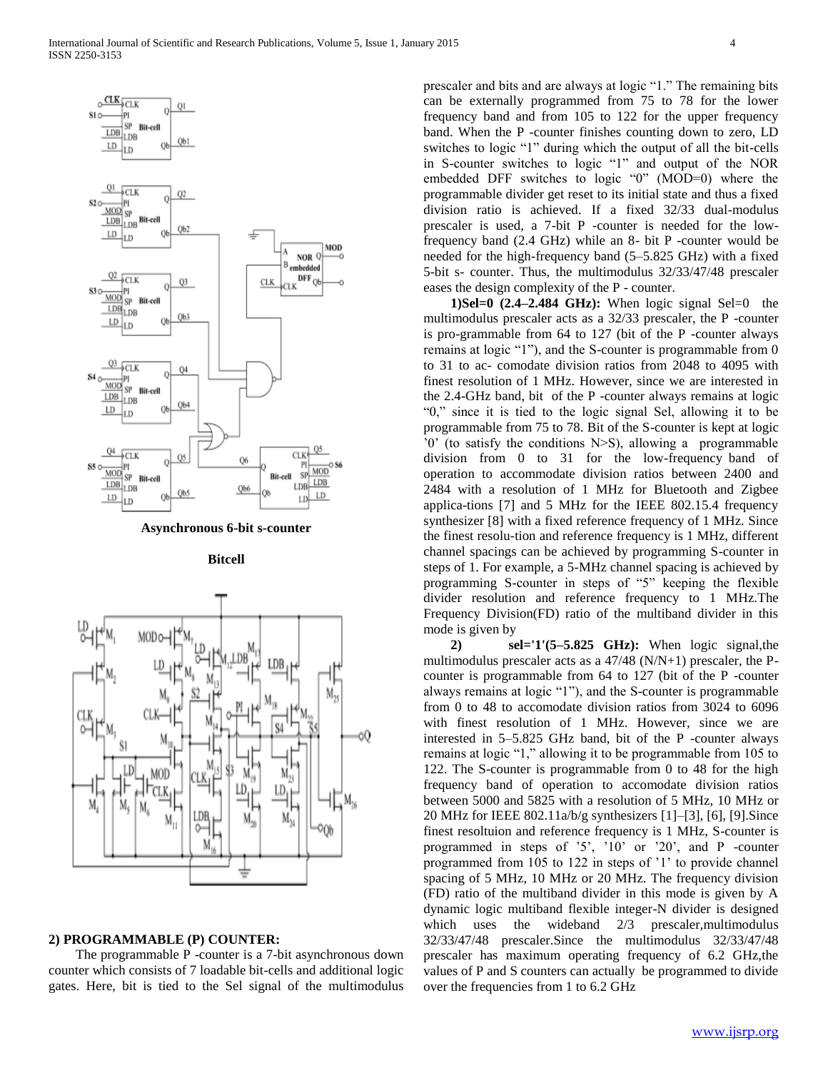Asynchronous 6-bit s-counter

Bitcell

**2) PROGRAMMABLE (P) COUNTER:**

The programmable P -counter is a 7-bit asynchronous down counter which consists of 7 loadable bit-cells and additional logic gates. Here, bit is tied to the Sel signal of the multimodulus prescaler and bits and are always at logic "1." The remaining bits can be externally programmed from 75 to 78 for the lower frequency band and from 105 to 122 for the upper frequency band. When the P -counter finishes counting down to zero, LD switches to logic "1" during which the output of all the bit-cells in S-counter switches to logic "1" and output of the NOR embedded DFF switches to logic "0" (MOD=0) where the programmable divider get reset to its initial state and thus a fixed division ratio is achieved. If a fixed 32/33 dual-modulus prescaler is used, a 7-bit P -counter is needed for the low-frequency band (2.4 GHz) while an 8- bit P -counter would be needed for the high-frequency band (5–5.825 GHz) with a fixed 5-bit s- counter. Thus, the multimodulus 32/33/47/48 prescaler eases the design complexity of the P - counter.

**1)Sel=0 (2.4–2.484 GHz):** When logic signal Sel=0 the multimodulus prescaler acts as a 32/33 prescaler, the P -counter is pro-grammable from 64 to 127 (bit of the P -counter always remains at logic "1"), and the S-counter is programmable from 0 to 31 to ac- comodate division ratios from 2048 to 4095 with finest resolution of 1 MHz. However, since we are interested in the 2.4-GHz band, bit of the P -counter always remains at logic "0," since it is tied to the logic signal Sel, allowing it to be programmable from 75 to 78. Bit of the S-counter is kept at logic '0' (to satisfy the conditions N>S), allowing a programmable division from 0 to 31 for the low-frequency band of operation to accommodate division ratios between 2400 and 2484 with a resolution of 1 MHz for Bluetooth and Zigbee applica-tions [7] and 5 MHz for the IEEE 802.15.4 frequency synthesizer [8] with a fixed reference frequency of 1 MHz. Since the finest resolu-tion and reference frequency is 1 MHz, different channel spacings can be achieved by programming S-counter in steps of 1. For example, a 5-MHz channel spacing is achieved by programming S-counter in steps of "5" keeping the flexible divider resolution and reference frequency to 1 MHz.The Frequency Division(FD) ratio of the multiband divider in this mode is given by

**2) sel='1'(5–5.825 GHz):** When logic signal,the multimodulus prescaler acts as a 47/48 (N/N+1) prescaler, the P-counter is programmable from 64 to 127 (bit of the P -counter always remains at logic "1"), and the S-counter is programmable from 0 to 48 to accomodate division ratios from 3024 to 6096 with finest resolution of 1 MHz. However, since we are interested in 5–5.825 GHz band, bit of the P -counter always remains at logic "1," allowing it to be programmable from 105 to 122. The S-counter is programmable from 0 to 48 for the high frequency band of operation to accomodate division ratios between 5000 and 5825 with a resolution of 5 MHz, 10 MHz or 20 MHz for IEEE 802.11a/b/g synthesizers [1]–[3], [6], [9].Since finest resoltuion and reference frequency is 1 MHz, S-counter is programmed in steps of '5', '10' or '20', and P -counter programmed from 105 to 122 in steps of '1' to provide channel spacing of 5 MHz, 10 MHz or 20 MHz. The frequency division (FD) ratio of the multiband divider in this mode is given by A dynamic logic multiband flexible integer-N divider is designed which uses the wideband 2/3 prescaler,multimodulus 32/33/47/48 prescaler.Since the multimodulus 32/33/47/48 prescaler has maximum operating frequency of 6.2 GHz,the values of P and S counters can actually be programmed to divide over the frequencies from 1 to 6.2 GHz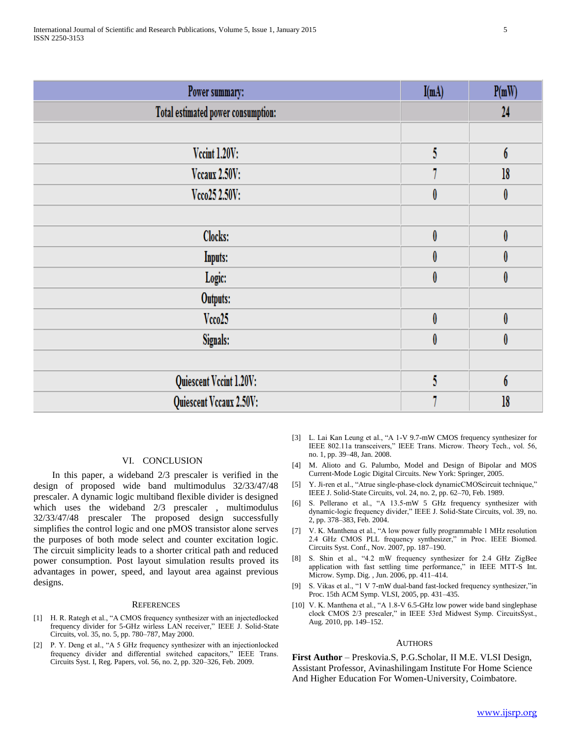| Power summary: | I(mA) | P(mW) |
|---|---|---|
| Total estimated power consumption: | | 24 |
| | | |
| Vccint 1.20V: | 5 | 6 |
| Vccaux 2.50V: | 7 | 18 |
| Vcco25 2.50V: | 0 | 0 |
| | | |
| Clocks: | 0 | 0 |
| Inputs: | 0 | 0 |
| Logic: | 0 | 0 |
| Outputs: | | |
| Vcco25 | 0 | 0 |
| Signals: | 0 | 0 |
| | | |
| Quiescent Vccint 1.20V: | 5 | 6 |
| Quiescent Vccaux 2.50V: | 7 | 18 |

## VI. CONCLUSION

In this paper, a wideband 2/3 prescaler is verified in the design of proposed wide band multimodulus 32/33/47/48 prescaler. A dynamic logic multiband flexible divider is designed which uses the wideband 2/3 prescaler , multimodulus 32/33/47/48 prescaler The proposed design successfully simplifies the control logic and one pMOS transistor alone serves the purposes of both mode select and counter excitation logic. The circuit simplicity leads to a shorter critical path and reduced power consumption. Post layout simulation results proved its advantages in power, speed, and layout area against previous designs.

## REFERENCES

[1] H. R. Rategh et al., "A CMOS frequency synthesizer with an injectedlocked frequency divider for 5-GHz wirless LAN receiver," IEEE J. Solid-State Circuits, vol. 35, no. 5, pp. 780–787, May 2000.

[2] P. Y. Deng et al., "A 5 GHz frequency synthesizer with an injectionlocked frequency divider and differential switched capacitors," IEEE Trans. Circuits Syst. I, Reg. Papers, vol. 56, no. 2, pp. 320–326, Feb. 2009.

[3] L. Lai Kan Leung et al., "A 1-V 9.7-mW CMOS frequency synthesizer for IEEE 802.11a transceivers," IEEE Trans. Microw. Theory Tech., vol. 56, no. 1, pp. 39–48, Jan. 2008.

[4] M. Alioto and G. Palumbo, Model and Design of Bipolar and MOS Current-Mode Logic Digital Circuits. New York: Springer, 2005.

[5] Y. Ji-ren et al., "Atrue single-phase-clock dynamicCMOScircuit technique," IEEE J. Solid-State Circuits, vol. 24, no. 2, pp. 62–70, Feb. 1989.

[6] S. Pellerano et al., "A 13.5-mW 5 GHz frequency synthesizer with dynamic-logic frequency divider," IEEE J. Solid-State Circuits, vol. 39, no. 2, pp. 378–383, Feb. 2004.

[7] V. K. Manthena et al., "A low power fully programmable 1 MHz resolution 2.4 GHz CMOS PLL frequency synthesizer," in Proc. IEEE Biomed. Circuits Syst. Conf., Nov. 2007, pp. 187–190.

[8] S. Shin et al., "4.2 mW frequency synthesizer for 2.4 GHz ZigBee application with fast settling time performance," in IEEE MTT-S Int. Microw. Symp. Dig. , Jun. 2006, pp. 411–414.

[9] S. Vikas et al., "1 V 7-mW dual-band fast-locked frequency synthesizer,"in Proc. 15th ACM Symp. VLSI, 2005, pp. 431–435.

[10] V. K. Manthena et al., "A 1.8-V 6.5-GHz low power wide band singlephase clock CMOS 2/3 prescaler," in IEEE 53rd Midwest Symp. CircuitsSyst., Aug. 2010, pp. 149–152.

## AUTHORS

**First Author** – Preskovia.S, P.G.Scholar, II M.E. VLSI Design, Assistant Professor, Avinashilingam Institute For Home Science And Higher Education For Women-University, Coimbatore.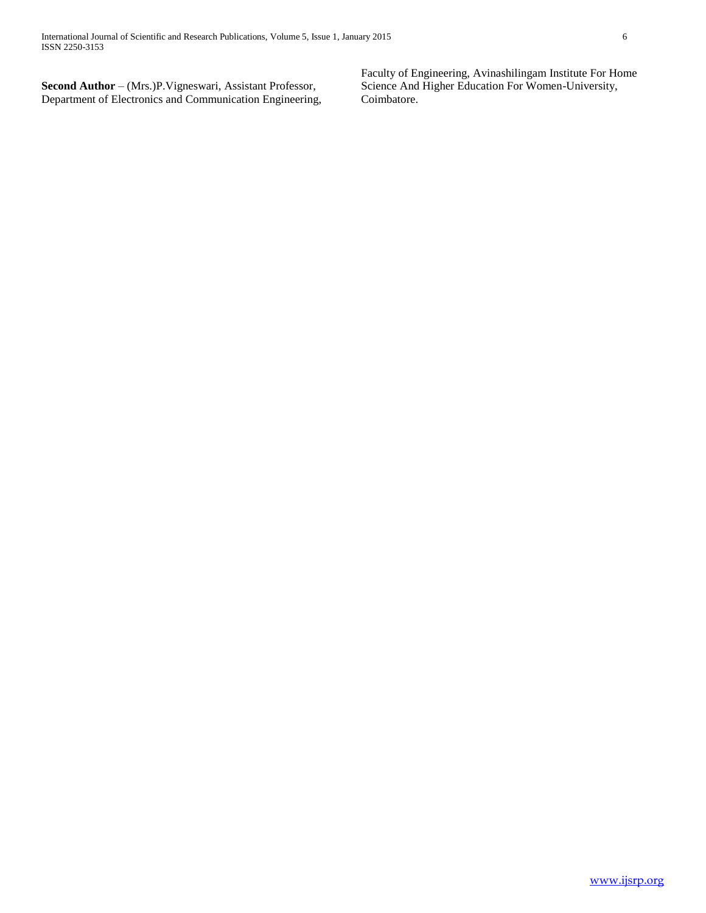**Second Author** – (Mrs.)P.Vigneswari, Assistant Professor, Department of Electronics and Communication Engineering, Faculty of Engineering, Avinashilingam Institute For Home Science And Higher Education For Women-University, Coimbatore.